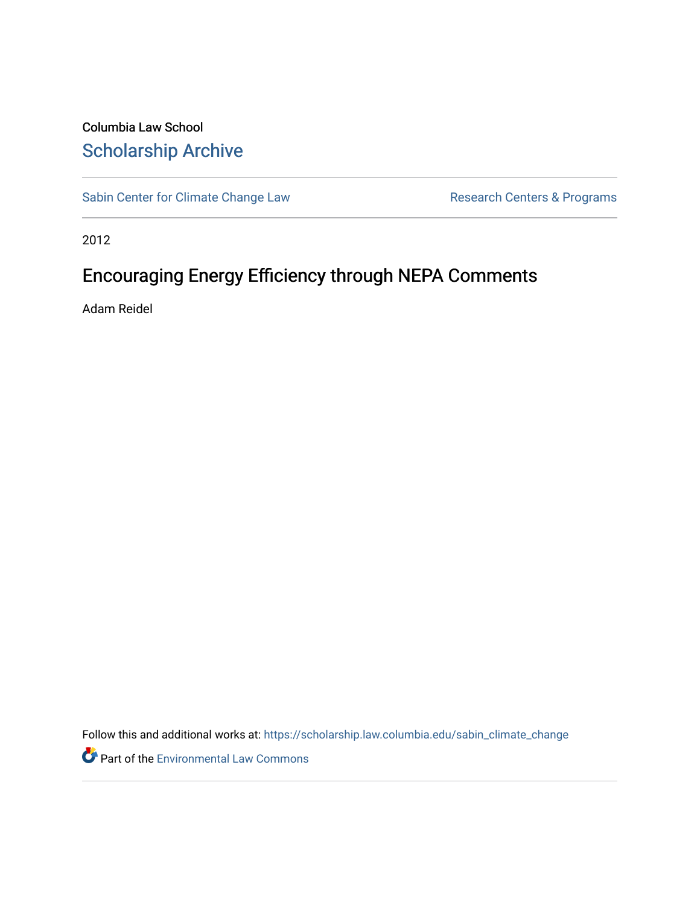Columbia Law School

# Scholarship Archive

Sabin Center for Climate Change Law | Research Centers & Programs

2012

## Encouraging Energy Efficiency through NEPA Comments

Adam Reidel

Follow this and additional works at: https://scholarship.law.columbia.edu/sabin_climate_change

Part of the Environmental Law Commons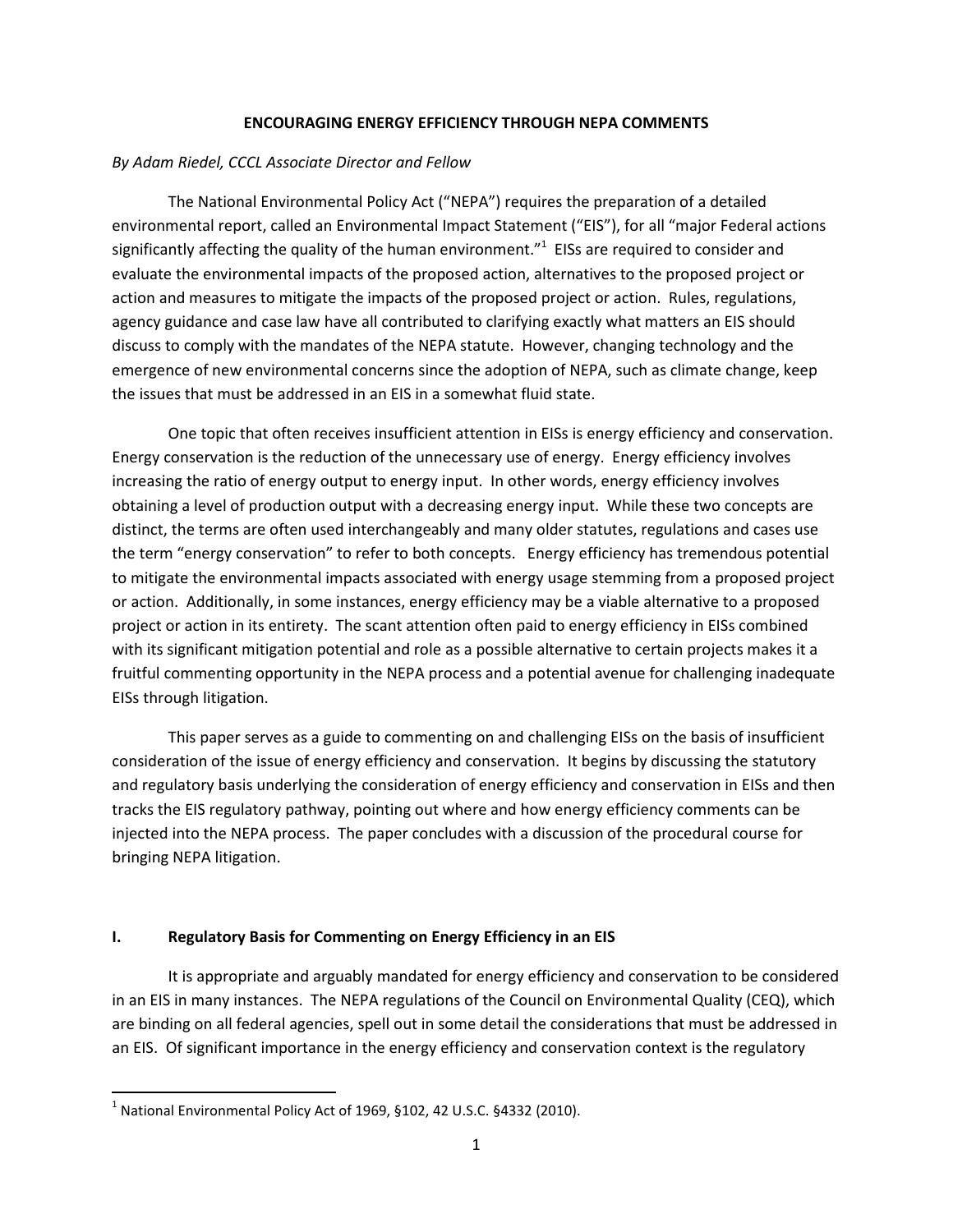**ENCOURAGING ENERGY EFFICIENCY THROUGH NEPA COMMENTS**

*By Adam Riedel, CCCL Associate Director and Fellow*

The National Environmental Policy Act ("NEPA") requires the preparation of a detailed environmental report, called an Environmental Impact Statement ("EIS"), for all "major Federal actions significantly affecting the quality of the human environment."[1] EISs are required to consider and evaluate the environmental impacts of the proposed action, alternatives to the proposed project or action and measures to mitigate the impacts of the proposed project or action. Rules, regulations, agency guidance and case law have all contributed to clarifying exactly what matters an EIS should discuss to comply with the mandates of the NEPA statute. However, changing technology and the emergence of new environmental concerns since the adoption of NEPA, such as climate change, keep the issues that must be addressed in an EIS in a somewhat fluid state.

One topic that often receives insufficient attention in EISs is energy efficiency and conservation. Energy conservation is the reduction of the unnecessary use of energy. Energy efficiency involves increasing the ratio of energy output to energy input. In other words, energy efficiency involves obtaining a level of production output with a decreasing energy input. While these two concepts are distinct, the terms are often used interchangeably and many older statutes, regulations and cases use the term "energy conservation" to refer to both concepts. Energy efficiency has tremendous potential to mitigate the environmental impacts associated with energy usage stemming from a proposed project or action. Additionally, in some instances, energy efficiency may be a viable alternative to a proposed project or action in its entirety. The scant attention often paid to energy efficiency in EISs combined with its significant mitigation potential and role as a possible alternative to certain projects makes it a fruitful commenting opportunity in the NEPA process and a potential avenue for challenging inadequate EISs through litigation.

This paper serves as a guide to commenting on and challenging EISs on the basis of insufficient consideration of the issue of energy efficiency and conservation. It begins by discussing the statutory and regulatory basis underlying the consideration of energy efficiency and conservation in EISs and then tracks the EIS regulatory pathway, pointing out where and how energy efficiency comments can be injected into the NEPA process. The paper concludes with a discussion of the procedural course for bringing NEPA litigation.

## I. Regulatory Basis for Commenting on Energy Efficiency in an EIS

It is appropriate and arguably mandated for energy efficiency and conservation to be considered in an EIS in many instances. The NEPA regulations of the Council on Environmental Quality (CEQ), which are binding on all federal agencies, spell out in some detail the considerations that must be addressed in an EIS. Of significant importance in the energy efficiency and conservation context is the regulatory

---

[1] National Environmental Policy Act of 1969, §102, 42 U.S.C. §4332 (2010).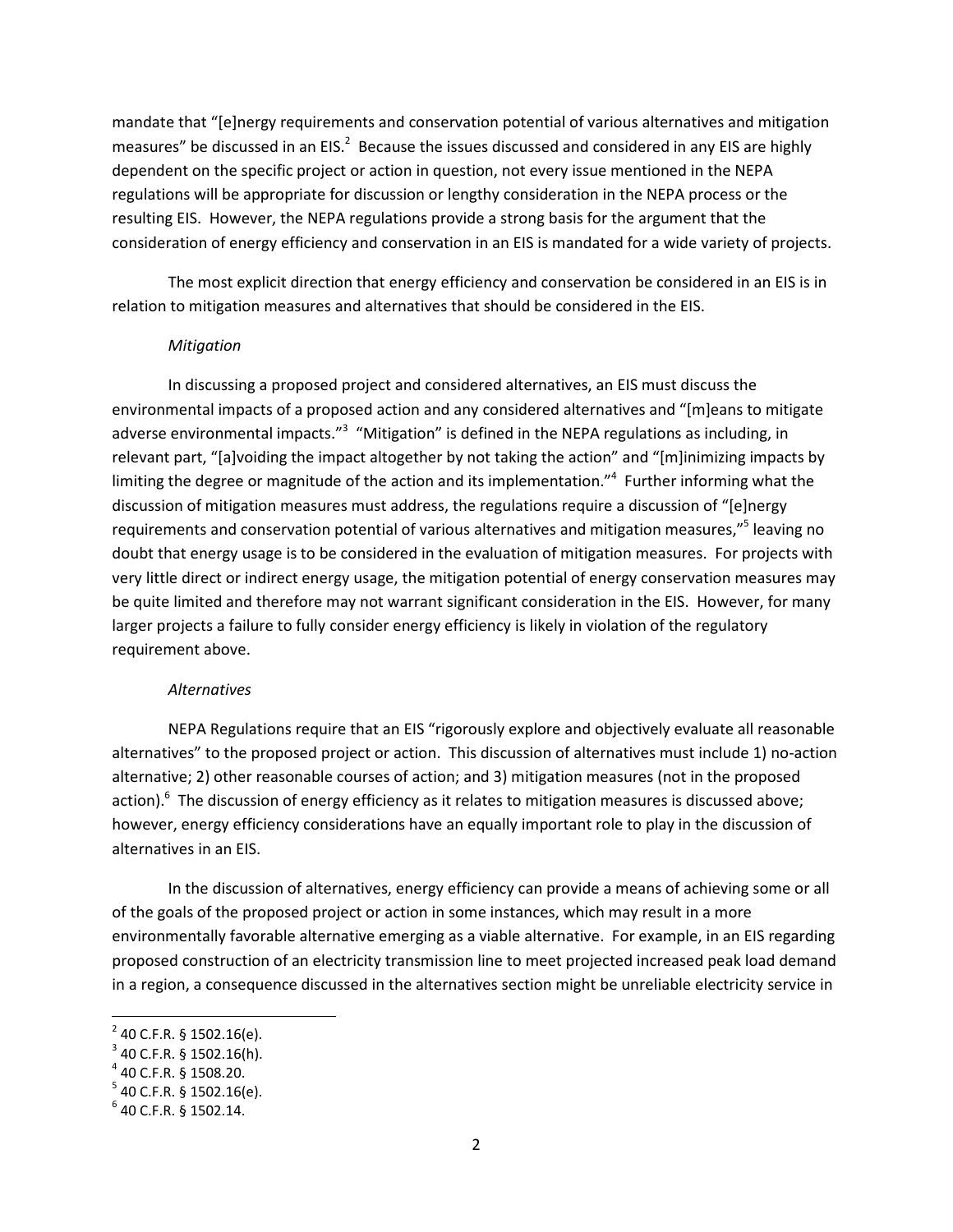mandate that "[e]nergy requirements and conservation potential of various alternatives and mitigation measures" be discussed in an EIS.[2] Because the issues discussed and considered in any EIS are highly dependent on the specific project or action in question, not every issue mentioned in the NEPA regulations will be appropriate for discussion or lengthy consideration in the NEPA process or the resulting EIS. However, the NEPA regulations provide a strong basis for the argument that the consideration of energy efficiency and conservation in an EIS is mandated for a wide variety of projects.

The most explicit direction that energy efficiency and conservation be considered in an EIS is in relation to mitigation measures and alternatives that should be considered in the EIS.

*Mitigation*

In discussing a proposed project and considered alternatives, an EIS must discuss the environmental impacts of a proposed action and any considered alternatives and "[m]eans to mitigate adverse environmental impacts."[3] "Mitigation" is defined in the NEPA regulations as including, in relevant part, "[a]voiding the impact altogether by not taking the action" and "[m]inimizing impacts by limiting the degree or magnitude of the action and its implementation."[4] Further informing what the discussion of mitigation measures must address, the regulations require a discussion of "[e]nergy requirements and conservation potential of various alternatives and mitigation measures,"[5] leaving no doubt that energy usage is to be considered in the evaluation of mitigation measures. For projects with very little direct or indirect energy usage, the mitigation potential of energy conservation measures may be quite limited and therefore may not warrant significant consideration in the EIS. However, for many larger projects a failure to fully consider energy efficiency is likely in violation of the regulatory requirement above.

*Alternatives*

NEPA Regulations require that an EIS "rigorously explore and objectively evaluate all reasonable alternatives" to the proposed project or action. This discussion of alternatives must include 1) no-action alternative; 2) other reasonable courses of action; and 3) mitigation measures (not in the proposed action).[6] The discussion of energy efficiency as it relates to mitigation measures is discussed above; however, energy efficiency considerations have an equally important role to play in the discussion of alternatives in an EIS.

In the discussion of alternatives, energy efficiency can provide a means of achieving some or all of the goals of the proposed project or action in some instances, which may result in a more environmentally favorable alternative emerging as a viable alternative. For example, in an EIS regarding proposed construction of an electricity transmission line to meet projected increased peak load demand in a region, a consequence discussed in the alternatives section might be unreliable electricity service in

---

[2] 40 C.F.R. § 1502.16(e).

[3] 40 C.F.R. § 1502.16(h).

[4] 40 C.F.R. § 1508.20.

[5] 40 C.F.R. § 1502.16(e).

[6] 40 C.F.R. § 1502.14.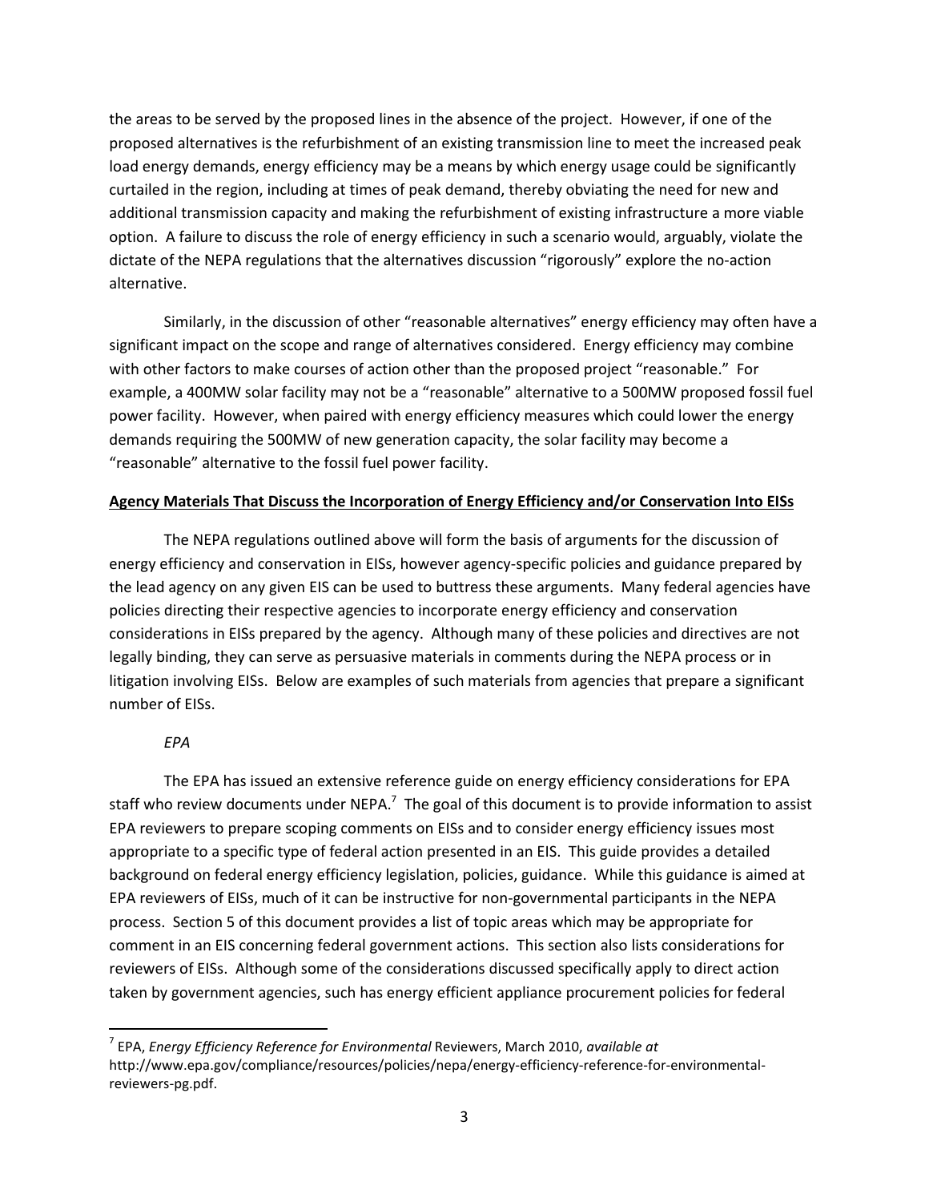the areas to be served by the proposed lines in the absence of the project. However, if one of the proposed alternatives is the refurbishment of an existing transmission line to meet the increased peak load energy demands, energy efficiency may be a means by which energy usage could be significantly curtailed in the region, including at times of peak demand, thereby obviating the need for new and additional transmission capacity and making the refurbishment of existing infrastructure a more viable option. A failure to discuss the role of energy efficiency in such a scenario would, arguably, violate the dictate of the NEPA regulations that the alternatives discussion "rigorously" explore the no-action alternative.

Similarly, in the discussion of other "reasonable alternatives" energy efficiency may often have a significant impact on the scope and range of alternatives considered. Energy efficiency may combine with other factors to make courses of action other than the proposed project "reasonable." For example, a 400MW solar facility may not be a "reasonable" alternative to a 500MW proposed fossil fuel power facility. However, when paired with energy efficiency measures which could lower the energy demands requiring the 500MW of new generation capacity, the solar facility may become a "reasonable" alternative to the fossil fuel power facility.

**Agency Materials That Discuss the Incorporation of Energy Efficiency and/or Conservation Into EISs**

The NEPA regulations outlined above will form the basis of arguments for the discussion of energy efficiency and conservation in EISs, however agency-specific policies and guidance prepared by the lead agency on any given EIS can be used to buttress these arguments. Many federal agencies have policies directing their respective agencies to incorporate energy efficiency and conservation considerations in EISs prepared by the agency. Although many of these policies and directives are not legally binding, they can serve as persuasive materials in comments during the NEPA process or in litigation involving EISs. Below are examples of such materials from agencies that prepare a significant number of EISs.

*EPA*

The EPA has issued an extensive reference guide on energy efficiency considerations for EPA staff who review documents under NEPA.[7] The goal of this document is to provide information to assist EPA reviewers to prepare scoping comments on EISs and to consider energy efficiency issues most appropriate to a specific type of federal action presented in an EIS. This guide provides a detailed background on federal energy efficiency legislation, policies, guidance. While this guidance is aimed at EPA reviewers of EISs, much of it can be instructive for non-governmental participants in the NEPA process. Section 5 of this document provides a list of topic areas which may be appropriate for comment in an EIS concerning federal government actions. This section also lists considerations for reviewers of EISs. Although some of the considerations discussed specifically apply to direct action taken by government agencies, such has energy efficient appliance procurement policies for federal

[7] EPA, *Energy Efficiency Reference for Environmental* Reviewers, March 2010, *available at* http://www.epa.gov/compliance/resources/policies/nepa/energy-efficiency-reference-for-environmental-reviewers-pg.pdf.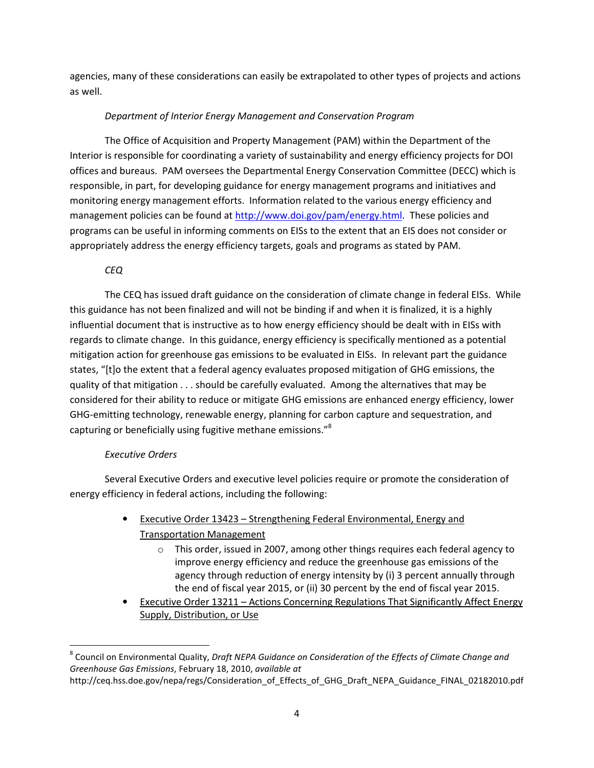agencies, many of these considerations can easily be extrapolated to other types of projects and actions as well.

*Department of Interior Energy Management and Conservation Program*

The Office of Acquisition and Property Management (PAM) within the Department of the Interior is responsible for coordinating a variety of sustainability and energy efficiency projects for DOI offices and bureaus. PAM oversees the Departmental Energy Conservation Committee (DECC) which is responsible, in part, for developing guidance for energy management programs and initiatives and monitoring energy management efforts. Information related to the various energy efficiency and management policies can be found at [http://www.doi.gov/pam/energy.html](http://www.doi.gov/pam/energy.html). These policies and programs can be useful in informing comments on EISs to the extent that an EIS does not consider or appropriately address the energy efficiency targets, goals and programs as stated by PAM.

*CEQ*

The CEQ has issued draft guidance on the consideration of climate change in federal EISs. While this guidance has not been finalized and will not be binding if and when it is finalized, it is a highly influential document that is instructive as to how energy efficiency should be dealt with in EISs with regards to climate change. In this guidance, energy efficiency is specifically mentioned as a potential mitigation action for greenhouse gas emissions to be evaluated in EISs. In relevant part the guidance states, "[t]o the extent that a federal agency evaluates proposed mitigation of GHG emissions, the quality of that mitigation . . . should be carefully evaluated. Among the alternatives that may be considered for their ability to reduce or mitigate GHG emissions are enhanced energy efficiency, lower GHG-emitting technology, renewable energy, planning for carbon capture and sequestration, and capturing or beneficially using fugitive methane emissions."[8]

*Executive Orders*

Several Executive Orders and executive level policies require or promote the consideration of energy efficiency in federal actions, including the following:

- <u>Executive Order 13423 – Strengthening Federal Environmental, Energy and Transportation Management</u>
  - This order, issued in 2007, among other things requires each federal agency to improve energy efficiency and reduce the greenhouse gas emissions of the agency through reduction of energy intensity by (i) 3 percent annually through the end of fiscal year 2015, or (ii) 30 percent by the end of fiscal year 2015.
- <u>Executive Order 13211 – Actions Concerning Regulations That Significantly Affect Energy Supply, Distribution, or Use</u>

---

[8] Council on Environmental Quality, *Draft NEPA Guidance on Consideration of the Effects of Climate Change and Greenhouse Gas Emissions*, February 18, 2010, *available at* http://ceq.hss.doe.gov/nepa/regs/Consideration_of_Effects_of_GHG_Draft_NEPA_Guidance_FINAL_02182010.pdf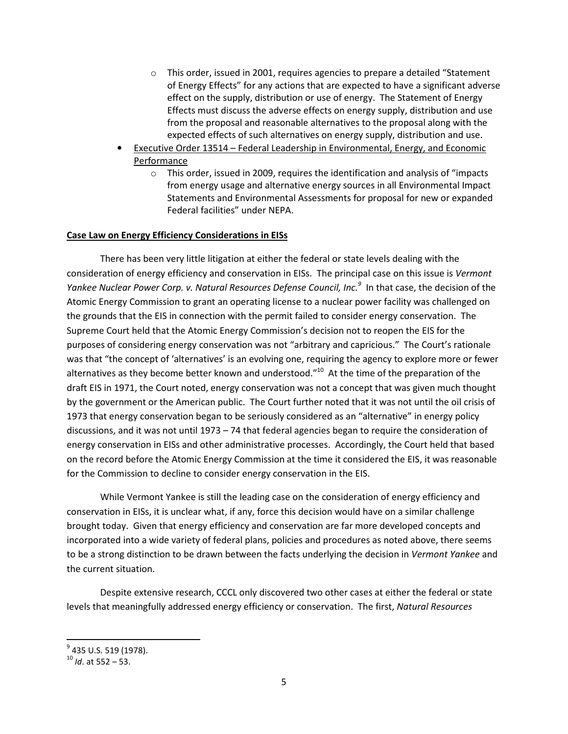- This order, issued in 2001, requires agencies to prepare a detailed "Statement of Energy Effects" for any actions that are expected to have a significant adverse effect on the supply, distribution or use of energy. The Statement of Energy Effects must discuss the adverse effects on energy supply, distribution and use from the proposal and reasonable alternatives to the proposal along with the expected effects of such alternatives on energy supply, distribution and use.

- Executive Order 13514 – Federal Leadership in Environmental, Energy, and Economic Performance
  - This order, issued in 2009, requires the identification and analysis of "impacts from energy usage and alternative energy sources in all Environmental Impact Statements and Environmental Assessments for proposal for new or expanded Federal facilities" under NEPA.

**Case Law on Energy Efficiency Considerations in EISs**

There has been very little litigation at either the federal or state levels dealing with the consideration of energy efficiency and conservation in EISs. The principal case on this issue is *Vermont Yankee Nuclear Power Corp. v. Natural Resources Defense Council, Inc.*[9] In that case, the decision of the Atomic Energy Commission to grant an operating license to a nuclear power facility was challenged on the grounds that the EIS in connection with the permit failed to consider energy conservation. The Supreme Court held that the Atomic Energy Commission's decision not to reopen the EIS for the purposes of considering energy conservation was not "arbitrary and capricious." The Court's rationale was that "the concept of 'alternatives' is an evolving one, requiring the agency to explore more or fewer alternatives as they become better known and understood."[10] At the time of the preparation of the draft EIS in 1971, the Court noted, energy conservation was not a concept that was given much thought by the government or the American public. The Court further noted that it was not until the oil crisis of 1973 that energy conservation began to be seriously considered as an "alternative" in energy policy discussions, and it was not until 1973 – 74 that federal agencies began to require the consideration of energy conservation in EISs and other administrative processes. Accordingly, the Court held that based on the record before the Atomic Energy Commission at the time it considered the EIS, it was reasonable for the Commission to decline to consider energy conservation in the EIS.

While Vermont Yankee is still the leading case on the consideration of energy efficiency and conservation in EISs, it is unclear what, if any, force this decision would have on a similar challenge brought today. Given that energy efficiency and conservation are far more developed concepts and incorporated into a wide variety of federal plans, policies and procedures as noted above, there seems to be a strong distinction to be drawn between the facts underlying the decision in *Vermont Yankee* and the current situation.

Despite extensive research, CCCL only discovered two other cases at either the federal or state levels that meaningfully addressed energy efficiency or conservation. The first, *Natural Resources*

---

[9] 435 U.S. 519 (1978).

[10] *Id*. at 552 – 53.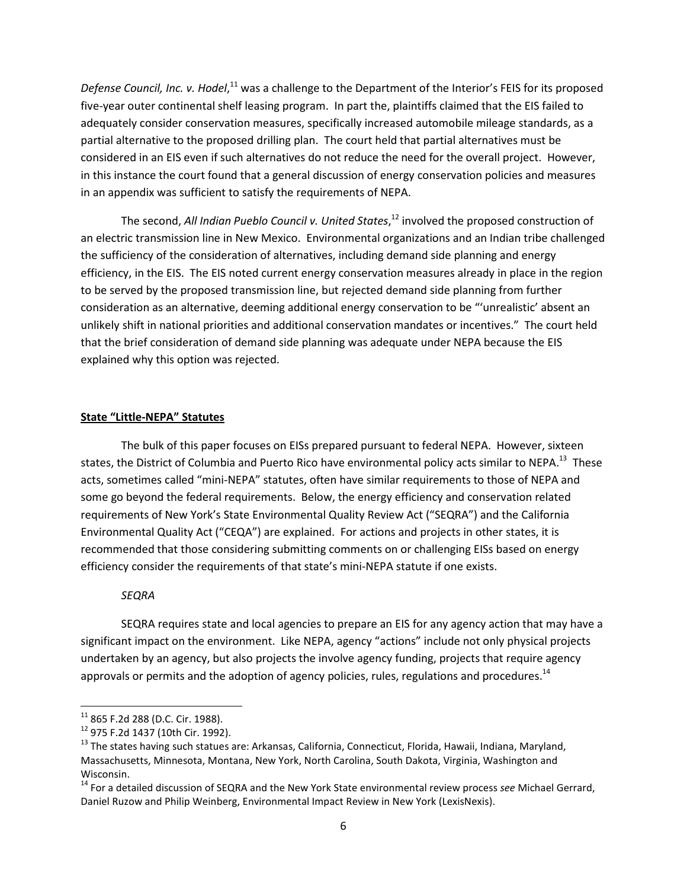*Defense Council, Inc. v. Hodel*,[11] was a challenge to the Department of the Interior's FEIS for its proposed five-year outer continental shelf leasing program. In part the, plaintiffs claimed that the EIS failed to adequately consider conservation measures, specifically increased automobile mileage standards, as a partial alternative to the proposed drilling plan. The court held that partial alternatives must be considered in an EIS even if such alternatives do not reduce the need for the overall project. However, in this instance the court found that a general discussion of energy conservation policies and measures in an appendix was sufficient to satisfy the requirements of NEPA.

The second, *All Indian Pueblo Council v. United States*,[12] involved the proposed construction of an electric transmission line in New Mexico. Environmental organizations and an Indian tribe challenged the sufficiency of the consideration of alternatives, including demand side planning and energy efficiency, in the EIS. The EIS noted current energy conservation measures already in place in the region to be served by the proposed transmission line, but rejected demand side planning from further consideration as an alternative, deeming additional energy conservation to be "'unrealistic' absent an unlikely shift in national priorities and additional conservation mandates or incentives." The court held that the brief consideration of demand side planning was adequate under NEPA because the EIS explained why this option was rejected.

## **State "Little-NEPA" Statutes**

The bulk of this paper focuses on EISs prepared pursuant to federal NEPA. However, sixteen states, the District of Columbia and Puerto Rico have environmental policy acts similar to NEPA.[13] These acts, sometimes called "mini-NEPA" statutes, often have similar requirements to those of NEPA and some go beyond the federal requirements. Below, the energy efficiency and conservation related requirements of New York's State Environmental Quality Review Act ("SEQRA") and the California Environmental Quality Act ("CEQA") are explained. For actions and projects in other states, it is recommended that those considering submitting comments on or challenging EISs based on energy efficiency consider the requirements of that state's mini-NEPA statute if one exists.

### *SEQRA*

SEQRA requires state and local agencies to prepare an EIS for any agency action that may have a significant impact on the environment. Like NEPA, agency "actions" include not only physical projects undertaken by an agency, but also projects the involve agency funding, projects that require agency approvals or permits and the adoption of agency policies, rules, regulations and procedures.[14]

---

[11] 865 F.2d 288 (D.C. Cir. 1988).

[12] 975 F.2d 1437 (10th Cir. 1992).

[13] The states having such statues are: Arkansas, California, Connecticut, Florida, Hawaii, Indiana, Maryland, Massachusetts, Minnesota, Montana, New York, North Carolina, South Dakota, Virginia, Washington and Wisconsin.

[14] For a detailed discussion of SEQRA and the New York State environmental review process *see* Michael Gerrard, Daniel Ruzow and Philip Weinberg, Environmental Impact Review in New York (LexisNexis).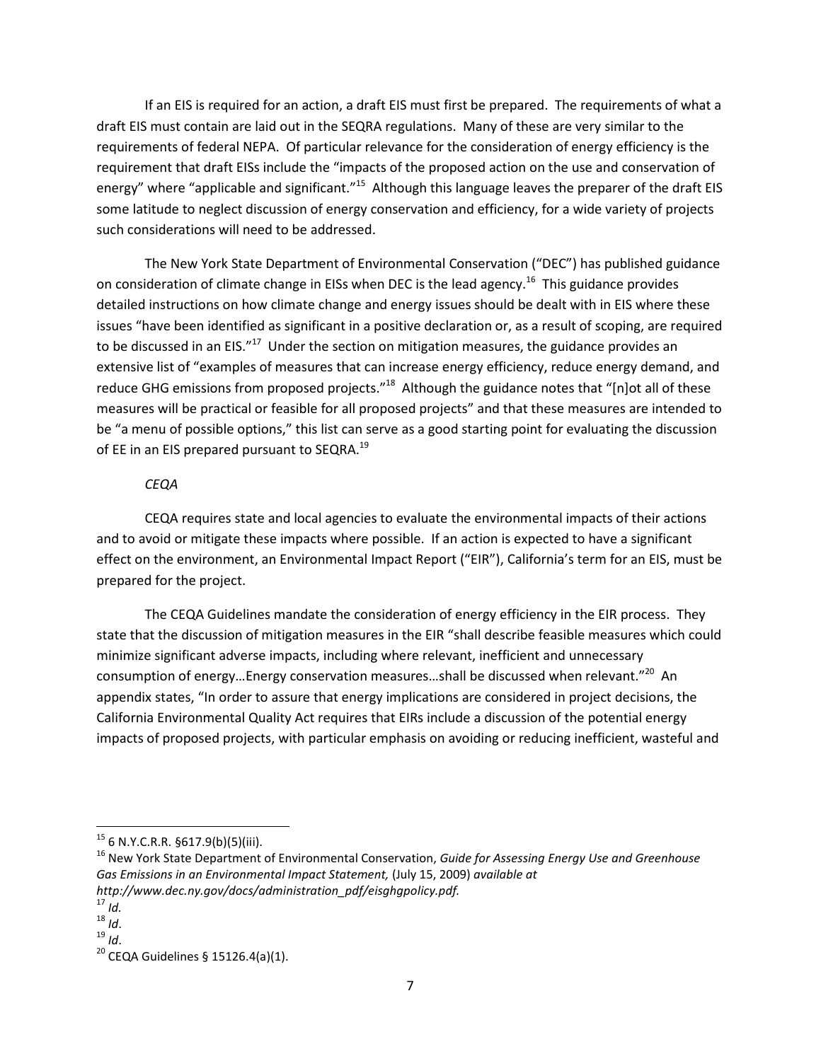If an EIS is required for an action, a draft EIS must first be prepared. The requirements of what a draft EIS must contain are laid out in the SEQRA regulations. Many of these are very similar to the requirements of federal NEPA. Of particular relevance for the consideration of energy efficiency is the requirement that draft EISs include the "impacts of the proposed action on the use and conservation of energy" where "applicable and significant."[15] Although this language leaves the preparer of the draft EIS some latitude to neglect discussion of energy conservation and efficiency, for a wide variety of projects such considerations will need to be addressed.

The New York State Department of Environmental Conservation ("DEC") has published guidance on consideration of climate change in EISs when DEC is the lead agency.[16] This guidance provides detailed instructions on how climate change and energy issues should be dealt with in EIS where these issues "have been identified as significant in a positive declaration or, as a result of scoping, are required to be discussed in an EIS."[17] Under the section on mitigation measures, the guidance provides an extensive list of "examples of measures that can increase energy efficiency, reduce energy demand, and reduce GHG emissions from proposed projects."[18] Although the guidance notes that "[n]ot all of these measures will be practical or feasible for all proposed projects" and that these measures are intended to be "a menu of possible options," this list can serve as a good starting point for evaluating the discussion of EE in an EIS prepared pursuant to SEQRA.[19]

*CEQA*

CEQA requires state and local agencies to evaluate the environmental impacts of their actions and to avoid or mitigate these impacts where possible. If an action is expected to have a significant effect on the environment, an Environmental Impact Report ("EIR"), California's term for an EIS, must be prepared for the project.

The CEQA Guidelines mandate the consideration of energy efficiency in the EIR process. They state that the discussion of mitigation measures in the EIR "shall describe feasible measures which could minimize significant adverse impacts, including where relevant, inefficient and unnecessary consumption of energy…Energy conservation measures…shall be discussed when relevant."[20] An appendix states, "In order to assure that energy implications are considered in project decisions, the California Environmental Quality Act requires that EIRs include a discussion of the potential energy impacts of proposed projects, with particular emphasis on avoiding or reducing inefficient, wasteful and

---

[15] 6 N.Y.C.R.R. §617.9(b)(5)(iii).

[16] New York State Department of Environmental Conservation, *Guide for Assessing Energy Use and Greenhouse Gas Emissions in an Environmental Impact Statement,* (July 15, 2009) *available at http://www.dec.ny.gov/docs/administration_pdf/eisghgpolicy.pdf.*

[17] *Id.*

[18] *Id*.

[19] *Id*.

[20] CEQA Guidelines § 15126.4(a)(1).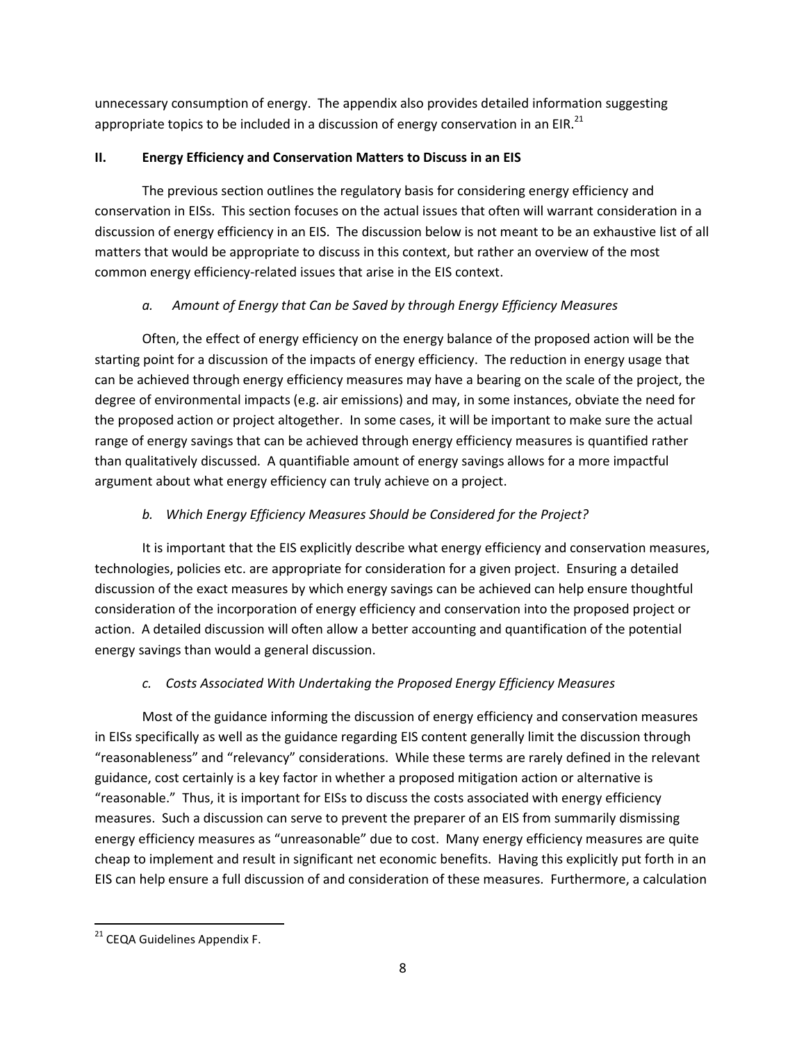unnecessary consumption of energy. The appendix also provides detailed information suggesting appropriate topics to be included in a discussion of energy conservation in an EIR.[21]

## II. Energy Efficiency and Conservation Matters to Discuss in an EIS

The previous section outlines the regulatory basis for considering energy efficiency and conservation in EISs. This section focuses on the actual issues that often will warrant consideration in a discussion of energy efficiency in an EIS. The discussion below is not meant to be an exhaustive list of all matters that would be appropriate to discuss in this context, but rather an overview of the most common energy efficiency-related issues that arise in the EIS context.

### *a. Amount of Energy that Can be Saved by through Energy Efficiency Measures*

Often, the effect of energy efficiency on the energy balance of the proposed action will be the starting point for a discussion of the impacts of energy efficiency. The reduction in energy usage that can be achieved through energy efficiency measures may have a bearing on the scale of the project, the degree of environmental impacts (e.g. air emissions) and may, in some instances, obviate the need for the proposed action or project altogether. In some cases, it will be important to make sure the actual range of energy savings that can be achieved through energy efficiency measures is quantified rather than qualitatively discussed. A quantifiable amount of energy savings allows for a more impactful argument about what energy efficiency can truly achieve on a project.

### *b. Which Energy Efficiency Measures Should be Considered for the Project?*

It is important that the EIS explicitly describe what energy efficiency and conservation measures, technologies, policies etc. are appropriate for consideration for a given project. Ensuring a detailed discussion of the exact measures by which energy savings can be achieved can help ensure thoughtful consideration of the incorporation of energy efficiency and conservation into the proposed project or action. A detailed discussion will often allow a better accounting and quantification of the potential energy savings than would a general discussion.

### *c. Costs Associated With Undertaking the Proposed Energy Efficiency Measures*

Most of the guidance informing the discussion of energy efficiency and conservation measures in EISs specifically as well as the guidance regarding EIS content generally limit the discussion through "reasonableness" and "relevancy" considerations. While these terms are rarely defined in the relevant guidance, cost certainly is a key factor in whether a proposed mitigation action or alternative is "reasonable." Thus, it is important for EISs to discuss the costs associated with energy efficiency measures. Such a discussion can serve to prevent the preparer of an EIS from summarily dismissing energy efficiency measures as "unreasonable" due to cost. Many energy efficiency measures are quite cheap to implement and result in significant net economic benefits. Having this explicitly put forth in an EIS can help ensure a full discussion of and consideration of these measures. Furthermore, a calculation

[21] CEQA Guidelines Appendix F.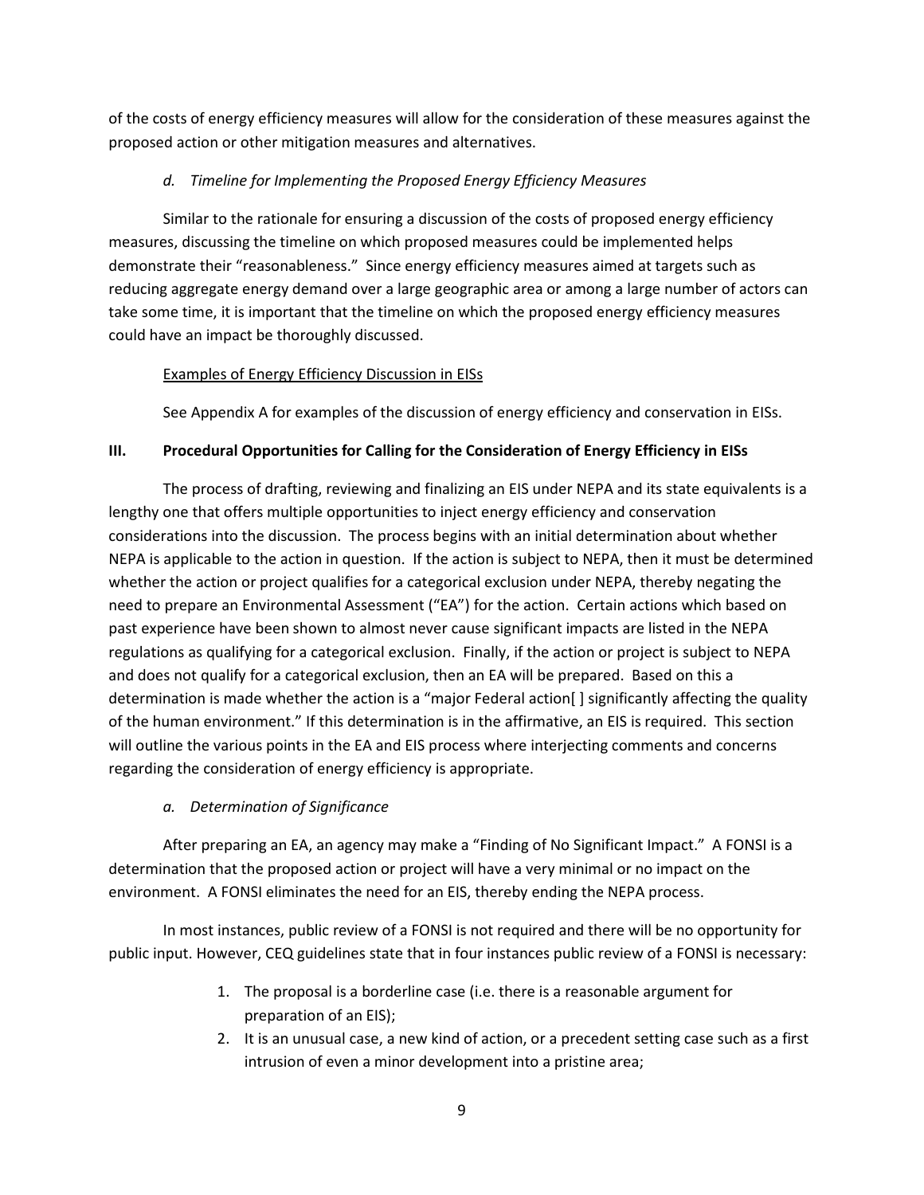of the costs of energy efficiency measures will allow for the consideration of these measures against the proposed action or other mitigation measures and alternatives.

#### *d. Timeline for Implementing the Proposed Energy Efficiency Measures*

Similar to the rationale for ensuring a discussion of the costs of proposed energy efficiency measures, discussing the timeline on which proposed measures could be implemented helps demonstrate their "reasonableness." Since energy efficiency measures aimed at targets such as reducing aggregate energy demand over a large geographic area or among a large number of actors can take some time, it is important that the timeline on which the proposed energy efficiency measures could have an impact be thoroughly discussed.

<u>Examples of Energy Efficiency Discussion in EISs</u>

See Appendix A for examples of the discussion of energy efficiency and conservation in EISs.

## III. Procedural Opportunities for Calling for the Consideration of Energy Efficiency in EISs

The process of drafting, reviewing and finalizing an EIS under NEPA and its state equivalents is a lengthy one that offers multiple opportunities to inject energy efficiency and conservation considerations into the discussion. The process begins with an initial determination about whether NEPA is applicable to the action in question. If the action is subject to NEPA, then it must be determined whether the action or project qualifies for a categorical exclusion under NEPA, thereby negating the need to prepare an Environmental Assessment ("EA") for the action. Certain actions which based on past experience have been shown to almost never cause significant impacts are listed in the NEPA regulations as qualifying for a categorical exclusion. Finally, if the action or project is subject to NEPA and does not qualify for a categorical exclusion, then an EA will be prepared. Based on this a determination is made whether the action is a "major Federal action[ ] significantly affecting the quality of the human environment." If this determination is in the affirmative, an EIS is required. This section will outline the various points in the EA and EIS process where interjecting comments and concerns regarding the consideration of energy efficiency is appropriate.

#### *a. Determination of Significance*

After preparing an EA, an agency may make a "Finding of No Significant Impact." A FONSI is a determination that the proposed action or project will have a very minimal or no impact on the environment. A FONSI eliminates the need for an EIS, thereby ending the NEPA process.

In most instances, public review of a FONSI is not required and there will be no opportunity for public input. However, CEQ guidelines state that in four instances public review of a FONSI is necessary:

1. The proposal is a borderline case (i.e. there is a reasonable argument for preparation of an EIS);
2. It is an unusual case, a new kind of action, or a precedent setting case such as a first intrusion of even a minor development into a pristine area;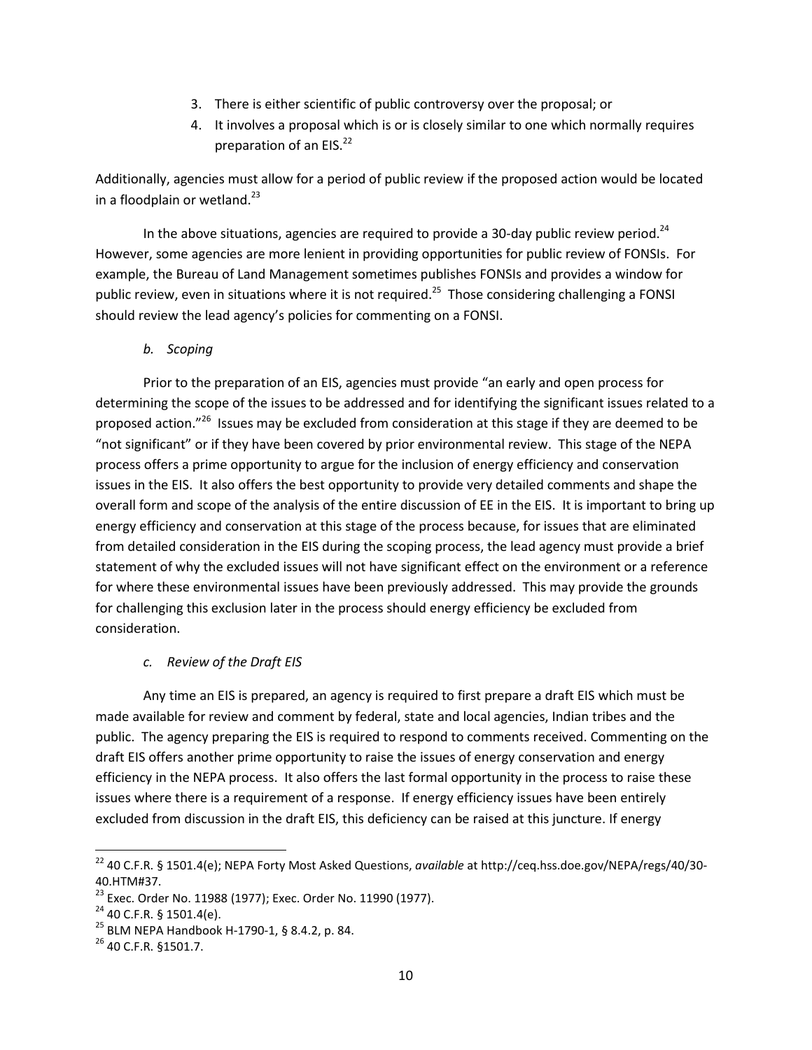3. There is either scientific of public controversy over the proposal; or
4. It involves a proposal which is or is closely similar to one which normally requires preparation of an EIS.[22]

Additionally, agencies must allow for a period of public review if the proposed action would be located in a floodplain or wetland.[23]

In the above situations, agencies are required to provide a 30-day public review period.[24] However, some agencies are more lenient in providing opportunities for public review of FONSIs. For example, the Bureau of Land Management sometimes publishes FONSIs and provides a window for public review, even in situations where it is not required.[25] Those considering challenging a FONSI should review the lead agency's policies for commenting on a FONSI.

*b. Scoping*

Prior to the preparation of an EIS, agencies must provide "an early and open process for determining the scope of the issues to be addressed and for identifying the significant issues related to a proposed action."[26] Issues may be excluded from consideration at this stage if they are deemed to be "not significant" or if they have been covered by prior environmental review. This stage of the NEPA process offers a prime opportunity to argue for the inclusion of energy efficiency and conservation issues in the EIS. It also offers the best opportunity to provide very detailed comments and shape the overall form and scope of the analysis of the entire discussion of EE in the EIS. It is important to bring up energy efficiency and conservation at this stage of the process because, for issues that are eliminated from detailed consideration in the EIS during the scoping process, the lead agency must provide a brief statement of why the excluded issues will not have significant effect on the environment or a reference for where these environmental issues have been previously addressed. This may provide the grounds for challenging this exclusion later in the process should energy efficiency be excluded from consideration.

*c. Review of the Draft EIS*

Any time an EIS is prepared, an agency is required to first prepare a draft EIS which must be made available for review and comment by federal, state and local agencies, Indian tribes and the public. The agency preparing the EIS is required to respond to comments received. Commenting on the draft EIS offers another prime opportunity to raise the issues of energy conservation and energy efficiency in the NEPA process. It also offers the last formal opportunity in the process to raise these issues where there is a requirement of a response. If energy efficiency issues have been entirely excluded from discussion in the draft EIS, this deficiency can be raised at this juncture. If energy

---

[22] 40 C.F.R. § 1501.4(e); NEPA Forty Most Asked Questions, *available* at http://ceq.hss.doe.gov/NEPA/regs/40/30-40.HTM#37.

[23] Exec. Order No. 11988 (1977); Exec. Order No. 11990 (1977).

[24] 40 C.F.R. § 1501.4(e).

[25] BLM NEPA Handbook H-1790-1, § 8.4.2, p. 84.

[26] 40 C.F.R. §1501.7.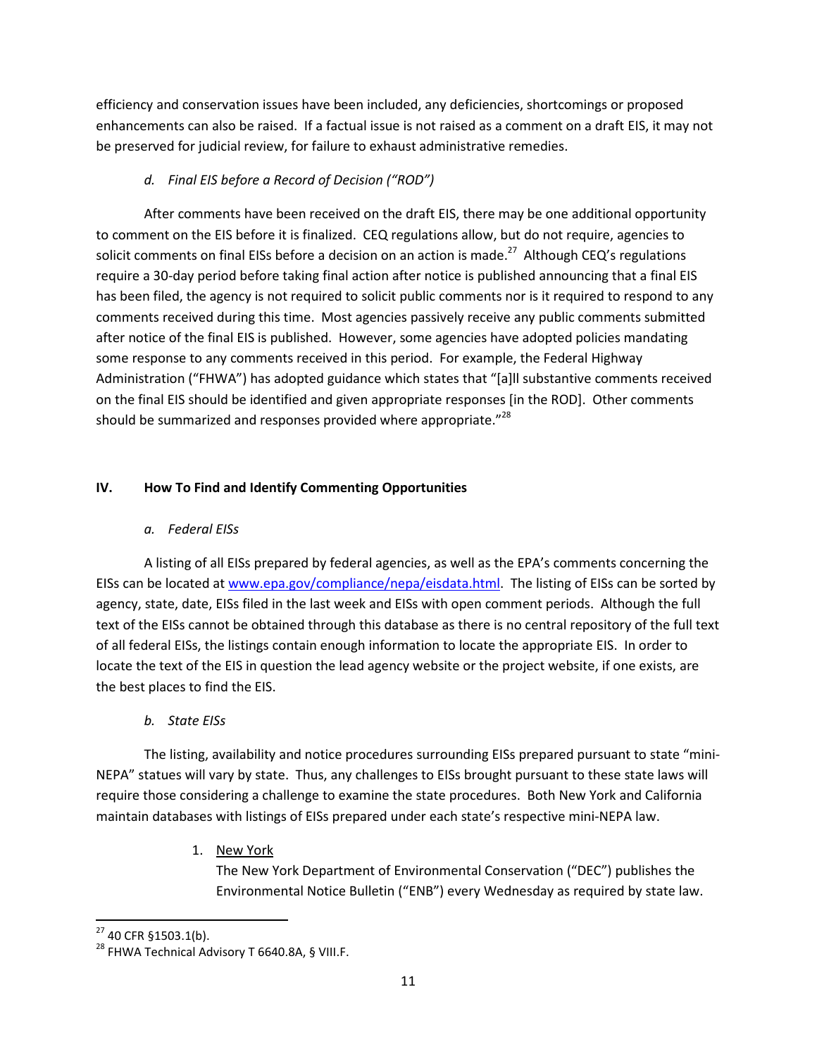efficiency and conservation issues have been included, any deficiencies, shortcomings or proposed enhancements can also be raised. If a factual issue is not raised as a comment on a draft EIS, it may not be preserved for judicial review, for failure to exhaust administrative remedies.

### *d. Final EIS before a Record of Decision ("ROD")*

After comments have been received on the draft EIS, there may be one additional opportunity to comment on the EIS before it is finalized. CEQ regulations allow, but do not require, agencies to solicit comments on final EISs before a decision on an action is made.[27] Although CEQ's regulations require a 30-day period before taking final action after notice is published announcing that a final EIS has been filed, the agency is not required to solicit public comments nor is it required to respond to any comments received during this time. Most agencies passively receive any public comments submitted after notice of the final EIS is published. However, some agencies have adopted policies mandating some response to any comments received in this period. For example, the Federal Highway Administration ("FHWA") has adopted guidance which states that "[a]ll substantive comments received on the final EIS should be identified and given appropriate responses [in the ROD]. Other comments should be summarized and responses provided where appropriate."[28]

## IV. How To Find and Identify Commenting Opportunities

### *a. Federal EISs*

A listing of all EISs prepared by federal agencies, as well as the EPA's comments concerning the EISs can be located at www.epa.gov/compliance/nepa/eisdata.html. The listing of EISs can be sorted by agency, state, date, EISs filed in the last week and EISs with open comment periods. Although the full text of the EISs cannot be obtained through this database as there is no central repository of the full text of all federal EISs, the listings contain enough information to locate the appropriate EIS. In order to locate the text of the EIS in question the lead agency website or the project website, if one exists, are the best places to find the EIS.

### *b. State EISs*

The listing, availability and notice procedures surrounding EISs prepared pursuant to state "mini-NEPA" statues will vary by state. Thus, any challenges to EISs brought pursuant to these state laws will require those considering a challenge to examine the state procedures. Both New York and California maintain databases with listings of EISs prepared under each state's respective mini-NEPA law.

1. New York
   The New York Department of Environmental Conservation ("DEC") publishes the Environmental Notice Bulletin ("ENB") every Wednesday as required by state law.

---

[27] 40 CFR §1503.1(b).

[28] FHWA Technical Advisory T 6640.8A, § VIII.F.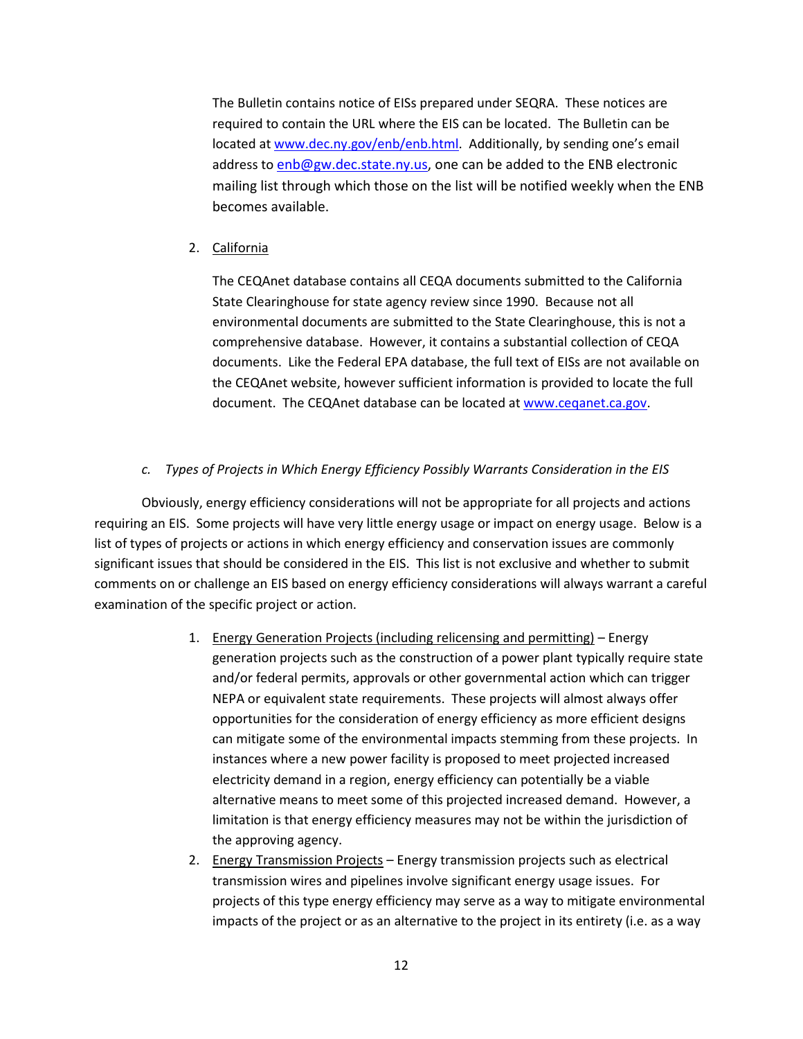The Bulletin contains notice of EISs prepared under SEQRA. These notices are required to contain the URL where the EIS can be located. The Bulletin can be located at www.dec.ny.gov/enb/enb.html. Additionally, by sending one's email address to enb@gw.dec.state.ny.us, one can be added to the ENB electronic mailing list through which those on the list will be notified weekly when the ENB becomes available.

2. California

   The CEQAnet database contains all CEQA documents submitted to the California State Clearinghouse for state agency review since 1990. Because not all environmental documents are submitted to the State Clearinghouse, this is not a comprehensive database. However, it contains a substantial collection of CEQA documents. Like the Federal EPA database, the full text of EISs are not available on the CEQAnet website, however sufficient information is provided to locate the full document. The CEQAnet database can be located at www.ceqanet.ca.gov.

*c. Types of Projects in Which Energy Efficiency Possibly Warrants Consideration in the EIS*

Obviously, energy efficiency considerations will not be appropriate for all projects and actions requiring an EIS. Some projects will have very little energy usage or impact on energy usage. Below is a list of types of projects or actions in which energy efficiency and conservation issues are commonly significant issues that should be considered in the EIS. This list is not exclusive and whether to submit comments on or challenge an EIS based on energy efficiency considerations will always warrant a careful examination of the specific project or action.

1. Energy Generation Projects (including relicensing and permitting) – Energy generation projects such as the construction of a power plant typically require state and/or federal permits, approvals or other governmental action which can trigger NEPA or equivalent state requirements. These projects will almost always offer opportunities for the consideration of energy efficiency as more efficient designs can mitigate some of the environmental impacts stemming from these projects. In instances where a new power facility is proposed to meet projected increased electricity demand in a region, energy efficiency can potentially be a viable alternative means to meet some of this projected increased demand. However, a limitation is that energy efficiency measures may not be within the jurisdiction of the approving agency.
2. Energy Transmission Projects – Energy transmission projects such as electrical transmission wires and pipelines involve significant energy usage issues. For projects of this type energy efficiency may serve as a way to mitigate environmental impacts of the project or as an alternative to the project in its entirety (i.e. as a way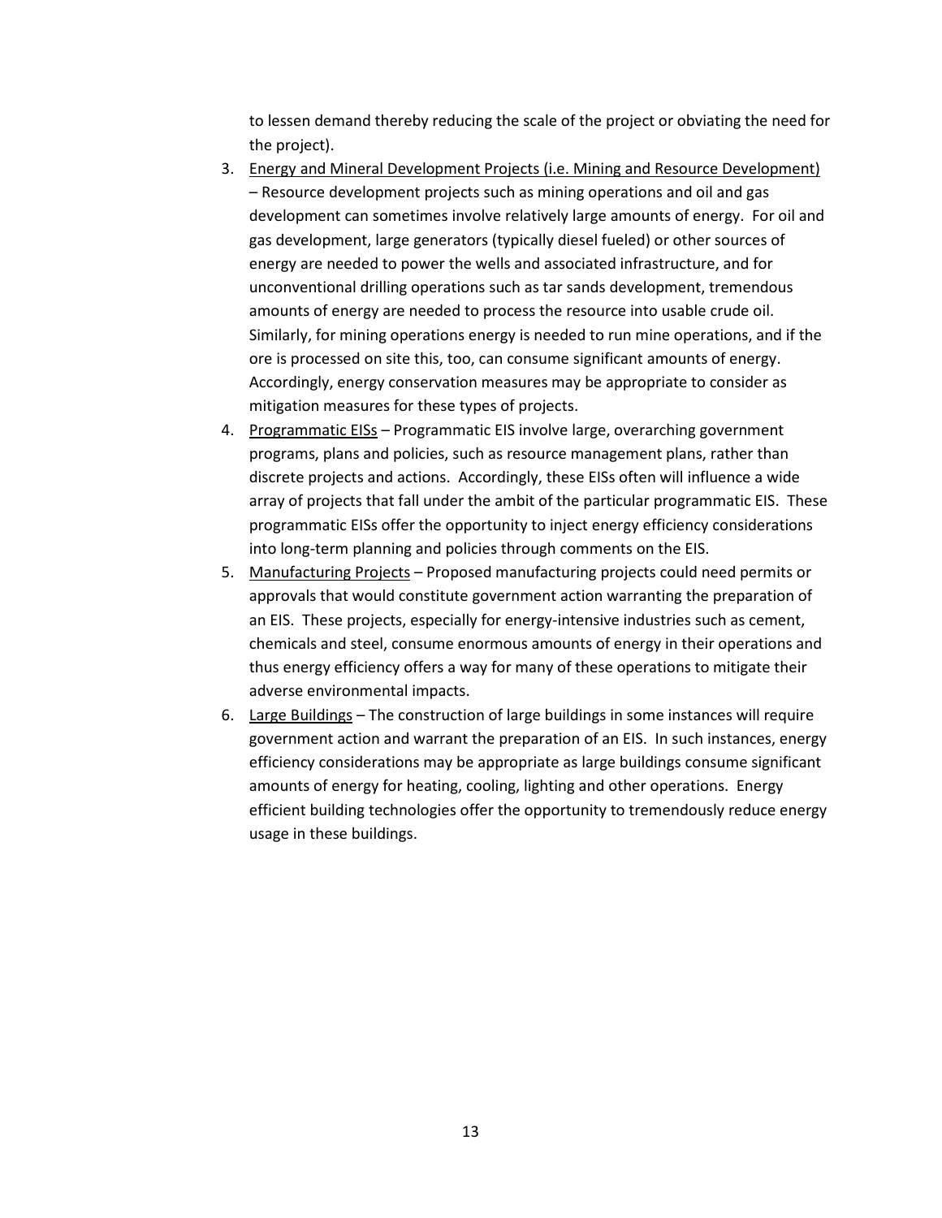to lessen demand thereby reducing the scale of the project or obviating the need for the project).

3. <u>Energy and Mineral Development Projects (i.e. Mining and Resource Development)</u> – Resource development projects such as mining operations and oil and gas development can sometimes involve relatively large amounts of energy. For oil and gas development, large generators (typically diesel fueled) or other sources of energy are needed to power the wells and associated infrastructure, and for unconventional drilling operations such as tar sands development, tremendous amounts of energy are needed to process the resource into usable crude oil. Similarly, for mining operations energy is needed to run mine operations, and if the ore is processed on site this, too, can consume significant amounts of energy. Accordingly, energy conservation measures may be appropriate to consider as mitigation measures for these types of projects.
4. <u>Programmatic EISs</u> – Programmatic EIS involve large, overarching government programs, plans and policies, such as resource management plans, rather than discrete projects and actions. Accordingly, these EISs often will influence a wide array of projects that fall under the ambit of the particular programmatic EIS. These programmatic EISs offer the opportunity to inject energy efficiency considerations into long-term planning and policies through comments on the EIS.
5. <u>Manufacturing Projects</u> – Proposed manufacturing projects could need permits or approvals that would constitute government action warranting the preparation of an EIS. These projects, especially for energy-intensive industries such as cement, chemicals and steel, consume enormous amounts of energy in their operations and thus energy efficiency offers a way for many of these operations to mitigate their adverse environmental impacts.
6. <u>Large Buildings</u> – The construction of large buildings in some instances will require government action and warrant the preparation of an EIS. In such instances, energy efficiency considerations may be appropriate as large buildings consume significant amounts of energy for heating, cooling, lighting and other operations. Energy efficient building technologies offer the opportunity to tremendously reduce energy usage in these buildings.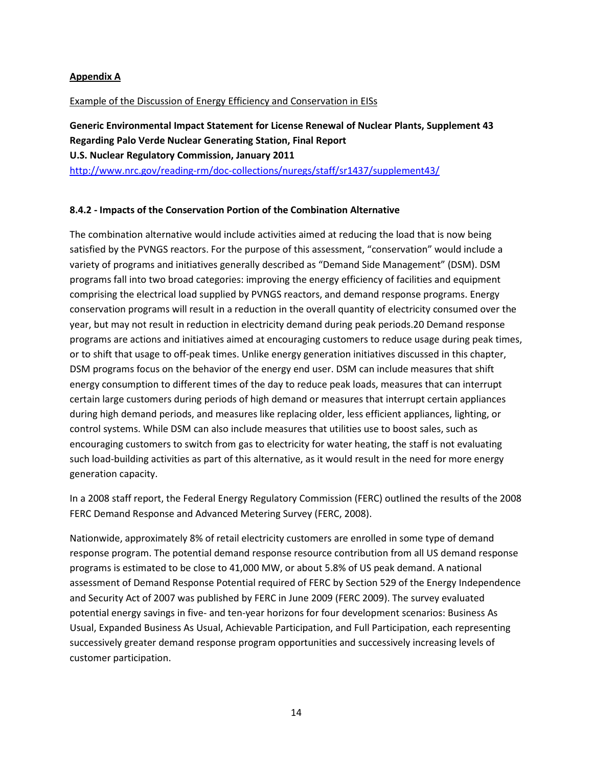**Appendix A**

Example of the Discussion of Energy Efficiency and Conservation in EISs

**Generic Environmental Impact Statement for License Renewal of Nuclear Plants, Supplement 43 Regarding Palo Verde Nuclear Generating Station, Final Report**
**U.S. Nuclear Regulatory Commission, January 2011**
http://www.nrc.gov/reading-rm/doc-collections/nuregs/staff/sr1437/supplement43/

### 8.4.2 - Impacts of the Conservation Portion of the Combination Alternative

The combination alternative would include activities aimed at reducing the load that is now being satisfied by the PVNGS reactors. For the purpose of this assessment, "conservation" would include a variety of programs and initiatives generally described as "Demand Side Management" (DSM). DSM programs fall into two broad categories: improving the energy efficiency of facilities and equipment comprising the electrical load supplied by PVNGS reactors, and demand response programs. Energy conservation programs will result in a reduction in the overall quantity of electricity consumed over the year, but may not result in reduction in electricity demand during peak periods.[20] Demand response programs are actions and initiatives aimed at encouraging customers to reduce usage during peak times, or to shift that usage to off-peak times. Unlike energy generation initiatives discussed in this chapter, DSM programs focus on the behavior of the energy end user. DSM can include measures that shift energy consumption to different times of the day to reduce peak loads, measures that can interrupt certain large customers during periods of high demand or measures that interrupt certain appliances during high demand periods, and measures like replacing older, less efficient appliances, lighting, or control systems. While DSM can also include measures that utilities use to boost sales, such as encouraging customers to switch from gas to electricity for water heating, the staff is not evaluating such load-building activities as part of this alternative, as it would result in the need for more energy generation capacity.

In a 2008 staff report, the Federal Energy Regulatory Commission (FERC) outlined the results of the 2008 FERC Demand Response and Advanced Metering Survey (FERC, 2008).

Nationwide, approximately 8% of retail electricity customers are enrolled in some type of demand response program. The potential demand response resource contribution from all US demand response programs is estimated to be close to 41,000 MW, or about 5.8% of US peak demand. A national assessment of Demand Response Potential required of FERC by Section 529 of the Energy Independence and Security Act of 2007 was published by FERC in June 2009 (FERC 2009). The survey evaluated potential energy savings in five- and ten-year horizons for four development scenarios: Business As Usual, Expanded Business As Usual, Achievable Participation, and Full Participation, each representing successively greater demand response program opportunities and successively increasing levels of customer participation.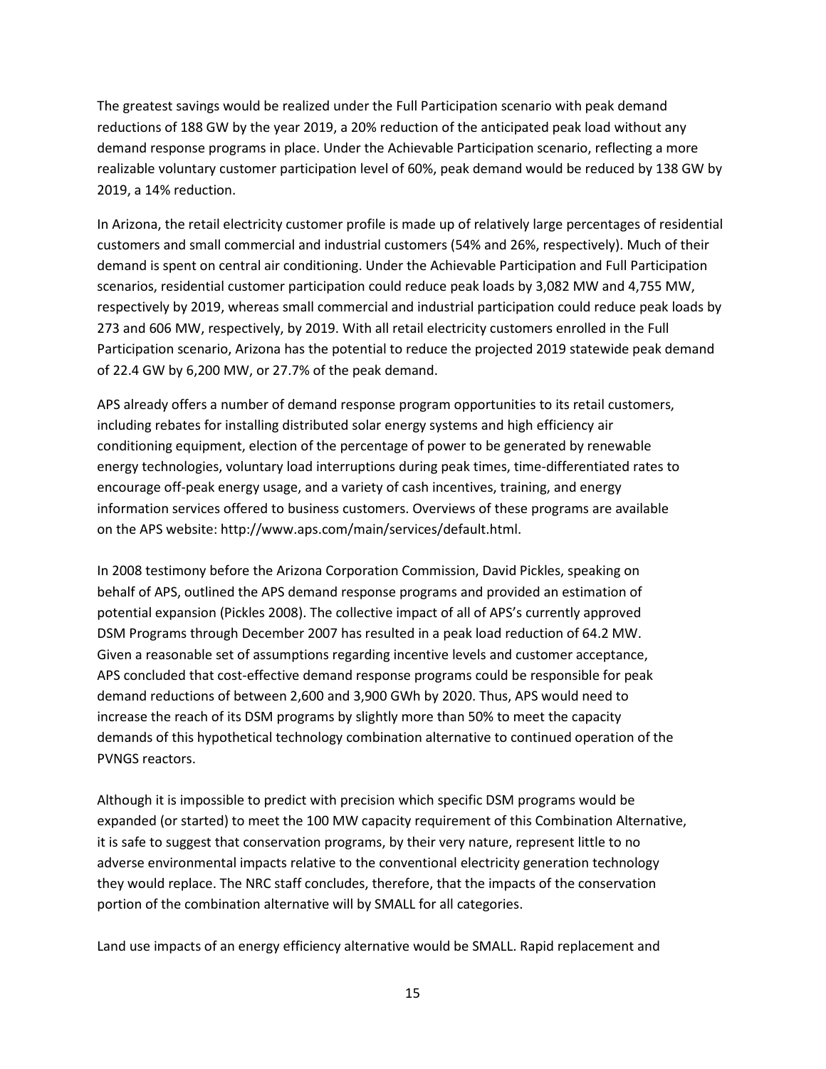The greatest savings would be realized under the Full Participation scenario with peak demand reductions of 188 GW by the year 2019, a 20% reduction of the anticipated peak load without any demand response programs in place. Under the Achievable Participation scenario, reflecting a more realizable voluntary customer participation level of 60%, peak demand would be reduced by 138 GW by 2019, a 14% reduction.

In Arizona, the retail electricity customer profile is made up of relatively large percentages of residential customers and small commercial and industrial customers (54% and 26%, respectively). Much of their demand is spent on central air conditioning. Under the Achievable Participation and Full Participation scenarios, residential customer participation could reduce peak loads by 3,082 MW and 4,755 MW, respectively by 2019, whereas small commercial and industrial participation could reduce peak loads by 273 and 606 MW, respectively, by 2019. With all retail electricity customers enrolled in the Full Participation scenario, Arizona has the potential to reduce the projected 2019 statewide peak demand of 22.4 GW by 6,200 MW, or 27.7% of the peak demand.

APS already offers a number of demand response program opportunities to its retail customers, including rebates for installing distributed solar energy systems and high efficiency air conditioning equipment, election of the percentage of power to be generated by renewable energy technologies, voluntary load interruptions during peak times, time-differentiated rates to encourage off-peak energy usage, and a variety of cash incentives, training, and energy information services offered to business customers. Overviews of these programs are available on the APS website: http://www.aps.com/main/services/default.html.

In 2008 testimony before the Arizona Corporation Commission, David Pickles, speaking on behalf of APS, outlined the APS demand response programs and provided an estimation of potential expansion (Pickles 2008). The collective impact of all of APS's currently approved DSM Programs through December 2007 has resulted in a peak load reduction of 64.2 MW. Given a reasonable set of assumptions regarding incentive levels and customer acceptance, APS concluded that cost-effective demand response programs could be responsible for peak demand reductions of between 2,600 and 3,900 GWh by 2020. Thus, APS would need to increase the reach of its DSM programs by slightly more than 50% to meet the capacity demands of this hypothetical technology combination alternative to continued operation of the PVNGS reactors.

Although it is impossible to predict with precision which specific DSM programs would be expanded (or started) to meet the 100 MW capacity requirement of this Combination Alternative, it is safe to suggest that conservation programs, by their very nature, represent little to no adverse environmental impacts relative to the conventional electricity generation technology they would replace. The NRC staff concludes, therefore, that the impacts of the conservation portion of the combination alternative will by SMALL for all categories.

Land use impacts of an energy efficiency alternative would be SMALL. Rapid replacement and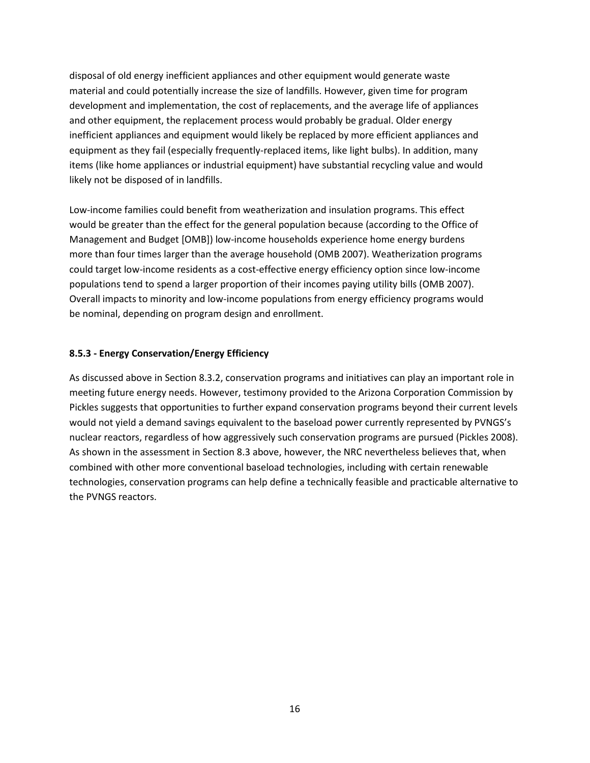disposal of old energy inefficient appliances and other equipment would generate waste material and could potentially increase the size of landfills. However, given time for program development and implementation, the cost of replacements, and the average life of appliances and other equipment, the replacement process would probably be gradual. Older energy inefficient appliances and equipment would likely be replaced by more efficient appliances and equipment as they fail (especially frequently-replaced items, like light bulbs). In addition, many items (like home appliances or industrial equipment) have substantial recycling value and would likely not be disposed of in landfills.

Low-income families could benefit from weatherization and insulation programs. This effect would be greater than the effect for the general population because (according to the Office of Management and Budget [OMB]) low-income households experience home energy burdens more than four times larger than the average household (OMB 2007). Weatherization programs could target low-income residents as a cost-effective energy efficiency option since low-income populations tend to spend a larger proportion of their incomes paying utility bills (OMB 2007). Overall impacts to minority and low-income populations from energy efficiency programs would be nominal, depending on program design and enrollment.

**8.5.3 - Energy Conservation/Energy Efficiency**

As discussed above in Section 8.3.2, conservation programs and initiatives can play an important role in meeting future energy needs. However, testimony provided to the Arizona Corporation Commission by Pickles suggests that opportunities to further expand conservation programs beyond their current levels would not yield a demand savings equivalent to the baseload power currently represented by PVNGS's nuclear reactors, regardless of how aggressively such conservation programs are pursued (Pickles 2008). As shown in the assessment in Section 8.3 above, however, the NRC nevertheless believes that, when combined with other more conventional baseload technologies, including with certain renewable technologies, conservation programs can help define a technically feasible and practicable alternative to the PVNGS reactors.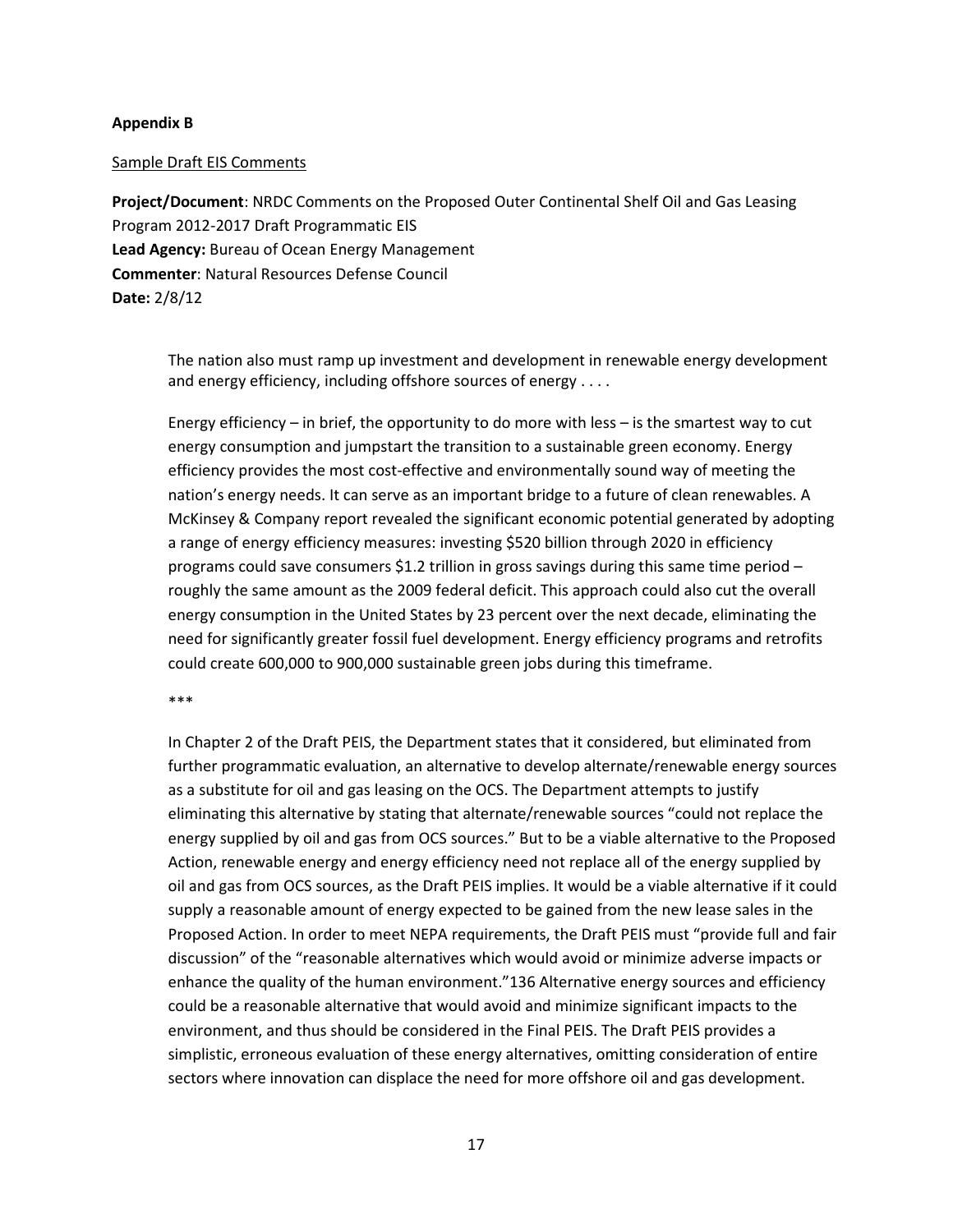**Appendix B**

Sample Draft EIS Comments

**Project/Document**: NRDC Comments on the Proposed Outer Continental Shelf Oil and Gas Leasing Program 2012-2017 Draft Programmatic EIS
**Lead Agency:** Bureau of Ocean Energy Management
**Commenter**: Natural Resources Defense Council
**Date:** 2/8/12

> The nation also must ramp up investment and development in renewable energy development and energy efficiency, including offshore sources of energy . . . .
>
> Energy efficiency – in brief, the opportunity to do more with less – is the smartest way to cut energy consumption and jumpstart the transition to a sustainable green economy. Energy efficiency provides the most cost-effective and environmentally sound way of meeting the nation's energy needs. It can serve as an important bridge to a future of clean renewables. A McKinsey & Company report revealed the significant economic potential generated by adopting a range of energy efficiency measures: investing $520 billion through 2020 in efficiency programs could save consumers $1.2 trillion in gross savings during this same time period – roughly the same amount as the 2009 federal deficit. This approach could also cut the overall energy consumption in the United States by 23 percent over the next decade, eliminating the need for significantly greater fossil fuel development. Energy efficiency programs and retrofits could create 600,000 to 900,000 sustainable green jobs during this timeframe.
>
> ***
>
> In Chapter 2 of the Draft PEIS, the Department states that it considered, but eliminated from further programmatic evaluation, an alternative to develop alternate/renewable energy sources as a substitute for oil and gas leasing on the OCS. The Department attempts to justify eliminating this alternative by stating that alternate/renewable sources "could not replace the energy supplied by oil and gas from OCS sources." But to be a viable alternative to the Proposed Action, renewable energy and energy efficiency need not replace all of the energy supplied by oil and gas from OCS sources, as the Draft PEIS implies. It would be a viable alternative if it could supply a reasonable amount of energy expected to be gained from the new lease sales in the Proposed Action. In order to meet NEPA requirements, the Draft PEIS must "provide full and fair discussion" of the "reasonable alternatives which would avoid or minimize adverse impacts or enhance the quality of the human environment."136 Alternative energy sources and efficiency could be a reasonable alternative that would avoid and minimize significant impacts to the environment, and thus should be considered in the Final PEIS. The Draft PEIS provides a simplistic, erroneous evaluation of these energy alternatives, omitting consideration of entire sectors where innovation can displace the need for more offshore oil and gas development.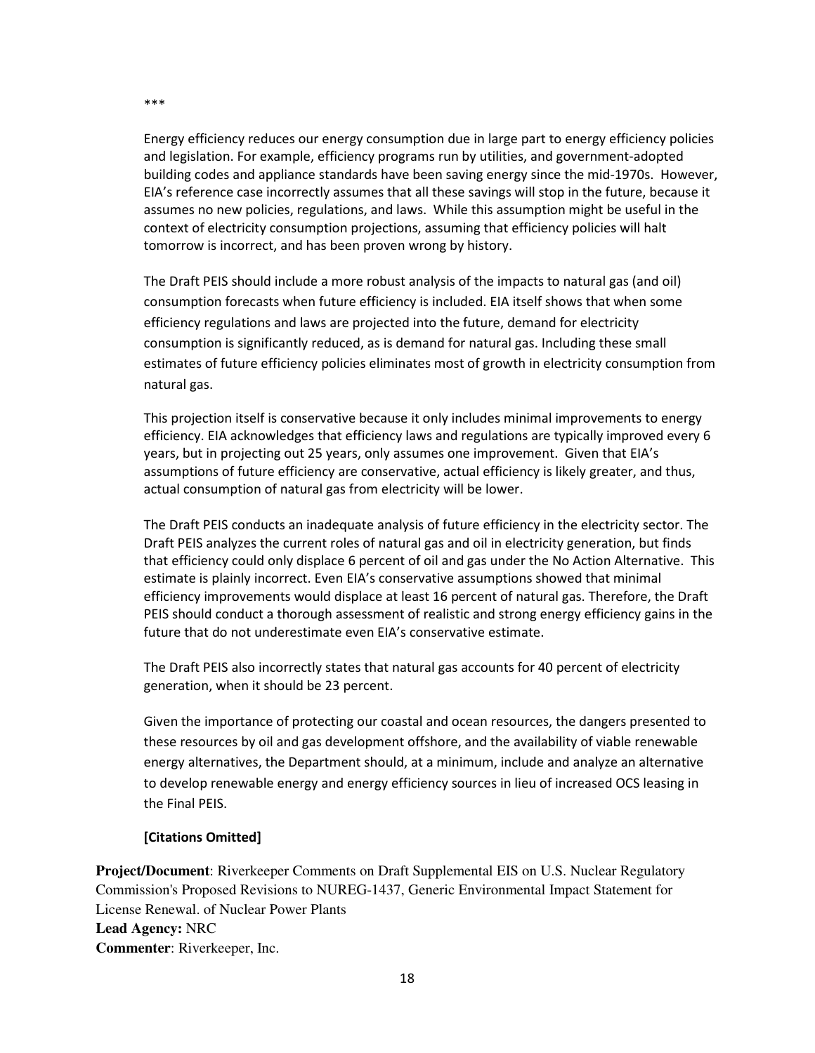***

Energy efficiency reduces our energy consumption due in large part to energy efficiency policies and legislation. For example, efficiency programs run by utilities, and government-adopted building codes and appliance standards have been saving energy since the mid-1970s. However, EIA's reference case incorrectly assumes that all these savings will stop in the future, because it assumes no new policies, regulations, and laws. While this assumption might be useful in the context of electricity consumption projections, assuming that efficiency policies will halt tomorrow is incorrect, and has been proven wrong by history.

The Draft PEIS should include a more robust analysis of the impacts to natural gas (and oil) consumption forecasts when future efficiency is included. EIA itself shows that when some efficiency regulations and laws are projected into the future, demand for electricity consumption is significantly reduced, as is demand for natural gas. Including these small estimates of future efficiency policies eliminates most of growth in electricity consumption from natural gas.

This projection itself is conservative because it only includes minimal improvements to energy efficiency. EIA acknowledges that efficiency laws and regulations are typically improved every 6 years, but in projecting out 25 years, only assumes one improvement. Given that EIA's assumptions of future efficiency are conservative, actual efficiency is likely greater, and thus, actual consumption of natural gas from electricity will be lower.

The Draft PEIS conducts an inadequate analysis of future efficiency in the electricity sector. The Draft PEIS analyzes the current roles of natural gas and oil in electricity generation, but finds that efficiency could only displace 6 percent of oil and gas under the No Action Alternative. This estimate is plainly incorrect. Even EIA's conservative assumptions showed that minimal efficiency improvements would displace at least 16 percent of natural gas. Therefore, the Draft PEIS should conduct a thorough assessment of realistic and strong energy efficiency gains in the future that do not underestimate even EIA's conservative estimate.

The Draft PEIS also incorrectly states that natural gas accounts for 40 percent of electricity generation, when it should be 23 percent.

Given the importance of protecting our coastal and ocean resources, the dangers presented to these resources by oil and gas development offshore, and the availability of viable renewable energy alternatives, the Department should, at a minimum, include and analyze an alternative to develop renewable energy and energy efficiency sources in lieu of increased OCS leasing in the Final PEIS.

**[Citations Omitted]**

**Project/Document**: Riverkeeper Comments on Draft Supplemental EIS on U.S. Nuclear Regulatory Commission's Proposed Revisions to NUREG-1437, Generic Environmental Impact Statement for License Renewal. of Nuclear Power Plants
**Lead Agency:** NRC
**Commenter**: Riverkeeper, Inc.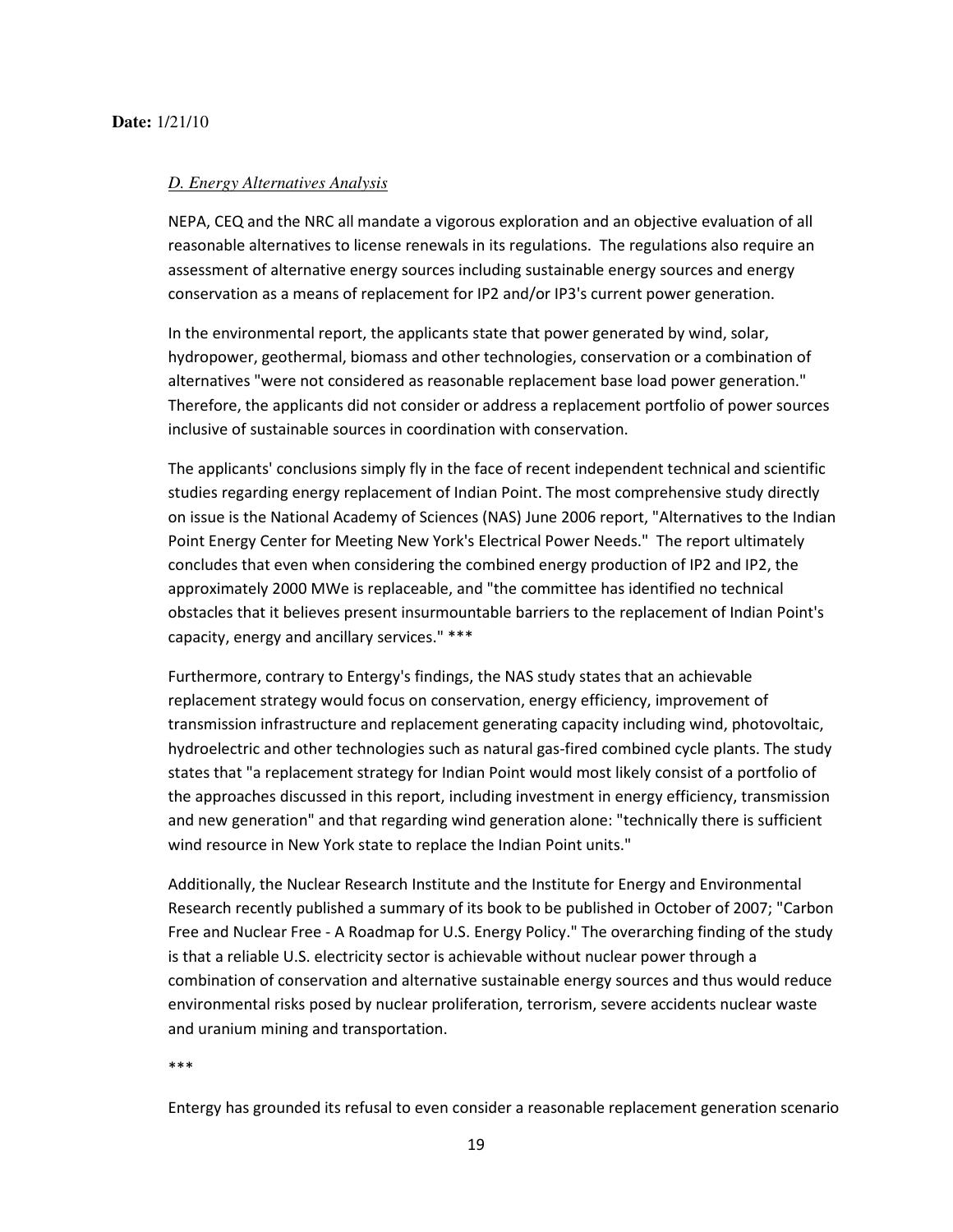**Date:** 1/21/10

*D. Energy Alternatives Analysis*

NEPA, CEQ and the NRC all mandate a vigorous exploration and an objective evaluation of all reasonable alternatives to license renewals in its regulations. The regulations also require an assessment of alternative energy sources including sustainable energy sources and energy conservation as a means of replacement for IP2 and/or IP3's current power generation.

In the environmental report, the applicants state that power generated by wind, solar, hydropower, geothermal, biomass and other technologies, conservation or a combination of alternatives "were not considered as reasonable replacement base load power generation." Therefore, the applicants did not consider or address a replacement portfolio of power sources inclusive of sustainable sources in coordination with conservation.

The applicants' conclusions simply fly in the face of recent independent technical and scientific studies regarding energy replacement of Indian Point. The most comprehensive study directly on issue is the National Academy of Sciences (NAS) June 2006 report, "Alternatives to the Indian Point Energy Center for Meeting New York's Electrical Power Needs." The report ultimately concludes that even when considering the combined energy production of IP2 and IP2, the approximately 2000 MWe is replaceable, and "the committee has identified no technical obstacles that it believes present insurmountable barriers to the replacement of Indian Point's capacity, energy and ancillary services." ***

Furthermore, contrary to Entergy's findings, the NAS study states that an achievable replacement strategy would focus on conservation, energy efficiency, improvement of transmission infrastructure and replacement generating capacity including wind, photovoltaic, hydroelectric and other technologies such as natural gas-fired combined cycle plants. The study states that "a replacement strategy for Indian Point would most likely consist of a portfolio of the approaches discussed in this report, including investment in energy efficiency, transmission and new generation" and that regarding wind generation alone: "technically there is sufficient wind resource in New York state to replace the Indian Point units."

Additionally, the Nuclear Research Institute and the Institute for Energy and Environmental Research recently published a summary of its book to be published in October of 2007; "Carbon Free and Nuclear Free - A Roadmap for U.S. Energy Policy." The overarching finding of the study is that a reliable U.S. electricity sector is achievable without nuclear power through a combination of conservation and alternative sustainable energy sources and thus would reduce environmental risks posed by nuclear proliferation, terrorism, severe accidents nuclear waste and uranium mining and transportation.

***

Entergy has grounded its refusal to even consider a reasonable replacement generation scenario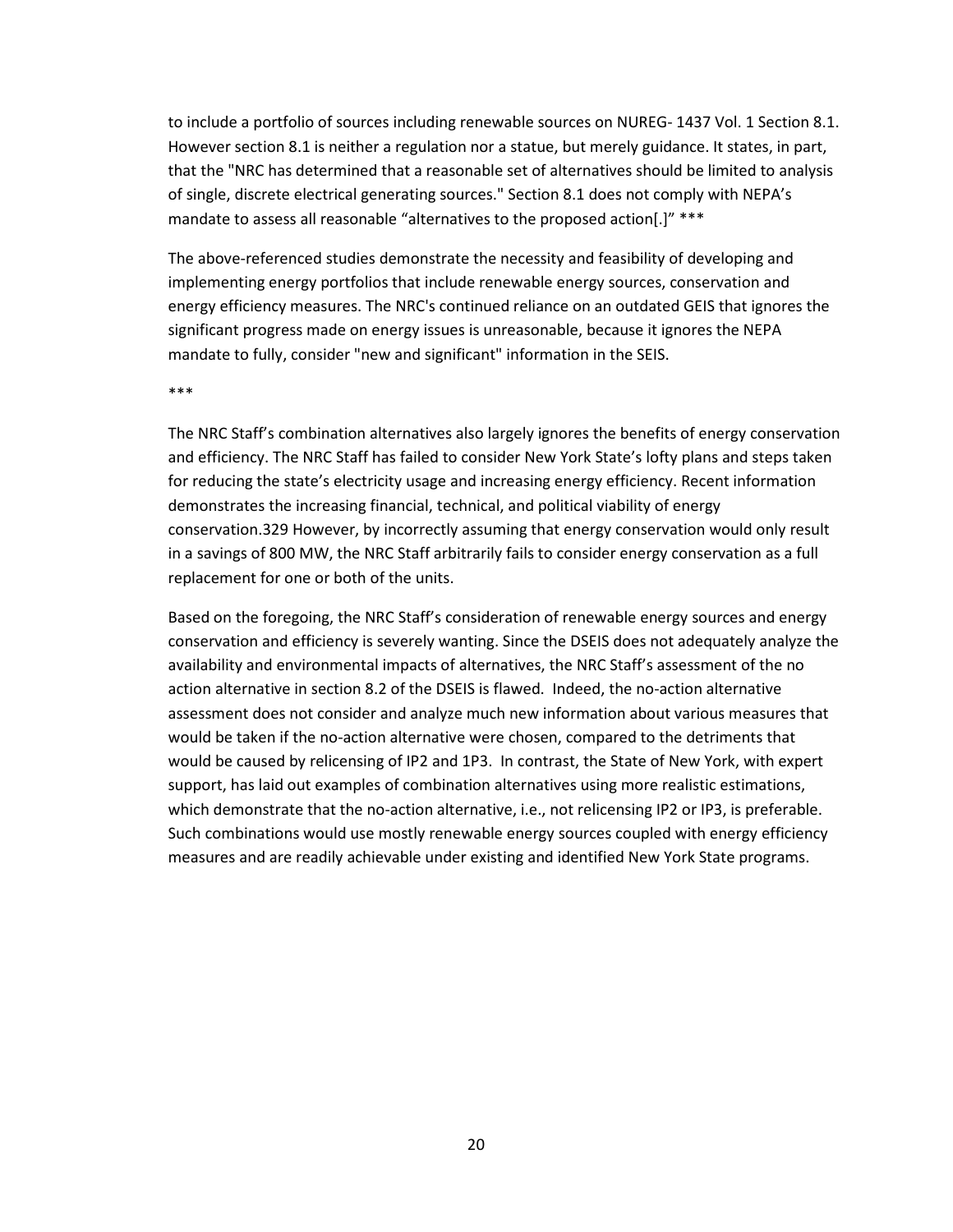to include a portfolio of sources including renewable sources on NUREG- 1437 Vol. 1 Section 8.1. However section 8.1 is neither a regulation nor a statue, but merely guidance. It states, in part, that the "NRC has determined that a reasonable set of alternatives should be limited to analysis of single, discrete electrical generating sources." Section 8.1 does not comply with NEPA's mandate to assess all reasonable "alternatives to the proposed action[.]" ***

The above-referenced studies demonstrate the necessity and feasibility of developing and implementing energy portfolios that include renewable energy sources, conservation and energy efficiency measures. The NRC's continued reliance on an outdated GEIS that ignores the significant progress made on energy issues is unreasonable, because it ignores the NEPA mandate to fully, consider "new and significant" information in the SEIS.

***

The NRC Staff's combination alternatives also largely ignores the benefits of energy conservation and efficiency. The NRC Staff has failed to consider New York State's lofty plans and steps taken for reducing the state's electricity usage and increasing energy efficiency. Recent information demonstrates the increasing financial, technical, and political viability of energy conservation.329 However, by incorrectly assuming that energy conservation would only result in a savings of 800 MW, the NRC Staff arbitrarily fails to consider energy conservation as a full replacement for one or both of the units.

Based on the foregoing, the NRC Staff's consideration of renewable energy sources and energy conservation and efficiency is severely wanting. Since the DSEIS does not adequately analyze the availability and environmental impacts of alternatives, the NRC Staff's assessment of the no action alternative in section 8.2 of the DSEIS is flawed. Indeed, the no-action alternative assessment does not consider and analyze much new information about various measures that would be taken if the no-action alternative were chosen, compared to the detriments that would be caused by relicensing of IP2 and 1P3. In contrast, the State of New York, with expert support, has laid out examples of combination alternatives using more realistic estimations, which demonstrate that the no-action alternative, i.e., not relicensing IP2 or IP3, is preferable. Such combinations would use mostly renewable energy sources coupled with energy efficiency measures and are readily achievable under existing and identified New York State programs.